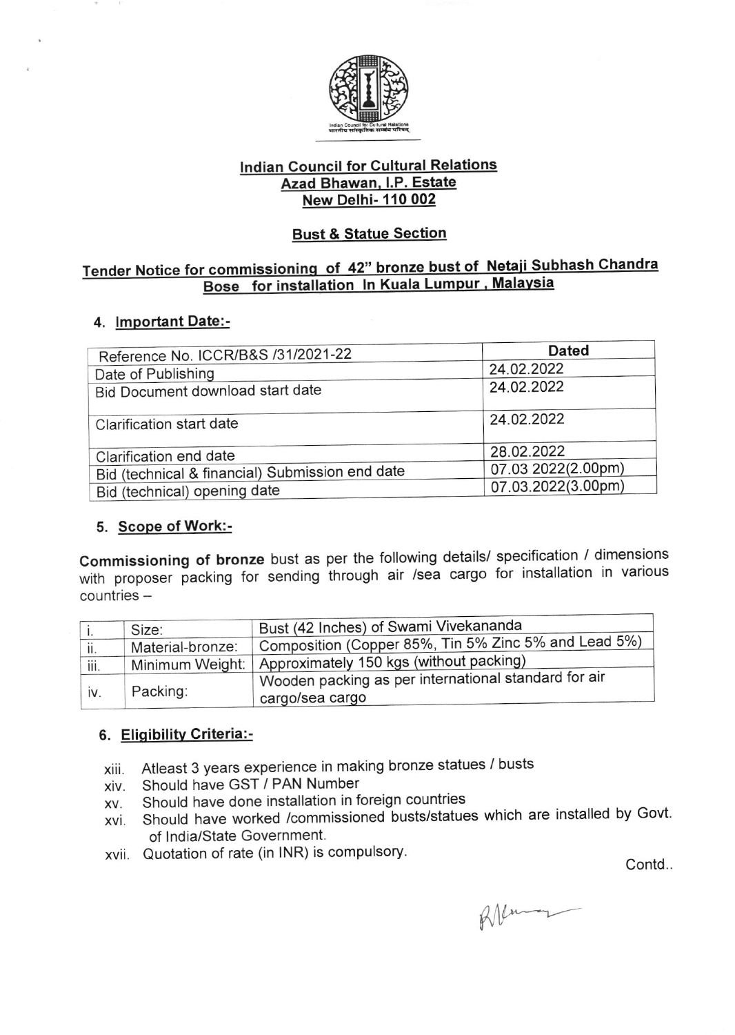Indian Council for Cultural Relations
भारतीय सांस्कृतिक सम्बन्ध परिषद्

## Indian Council for Cultural Relations
## Azad Bhawan, I.P. Estate
## New Delhi- 110 002

### Bust & Statue Section

### Tender Notice for commissioning of 42" bronze bust of Netaji Subhash Chandra Bose for installation In Kuala Lumpur , Malaysia

4. **Important Date:-**

| Reference No. ICCR/B&S /31/2021-22 | Dated |
|---|---|
| Date of Publishing | 24.02.2022 |
| Bid Document download start date | 24.02.2022 |
| Clarification start date | 24.02.2022 |
| Clarification end date | 28.02.2022 |
| Bid (technical & financial) Submission end date | 07.03 2022(2.00pm) |
| Bid (technical) opening date | 07.03.2022(3.00pm) |

5. **Scope of Work:-**

**Commissioning of bronze** bust as per the following details/ specification / dimensions with proposer packing for sending through air /sea cargo for installation in various countries –

| | | |
|---|---|---|
| i. | Size: | Bust (42 Inches) of Swami Vivekananda |
| ii. | Material-bronze: | Composition (Copper 85%, Tin 5% Zinc 5% and Lead 5%) |
| iii. | Minimum Weight: | Approximately 150 kgs (without packing) |
| iv. | Packing: | Wooden packing as per international standard for air cargo/sea cargo |

6. **Eligibility Criteria:-**

xiii. Atleast 3 years experience in making bronze statues / busts
xiv. Should have GST / PAN Number
xv. Should have done installation in foreign countries
xvi. Should have worked /commissioned busts/statues which are installed by Govt. of India/State Government.
xvii. Quotation of rate (in INR) is compulsory.

Contd..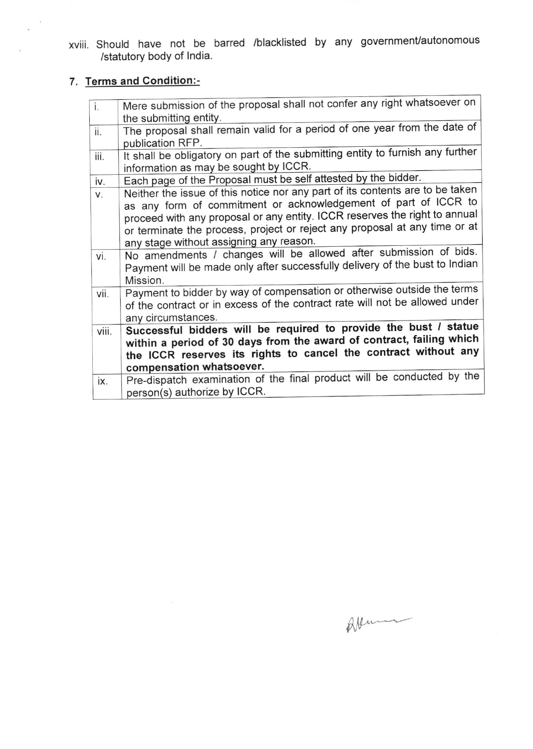xviii. Should have not be barred /blacklisted by any government/autonomous /statutory body of India.

## 7. Terms and Condition:-

| | |
|---|---|
| i. | Mere submission of the proposal shall not confer any right whatsoever on the submitting entity. |
| ii. | The proposal shall remain valid for a period of one year from the date of publication RFP. |
| iii. | It shall be obligatory on part of the submitting entity to furnish any further information as may be sought by ICCR. |
| iv. | Each page of the Proposal must be self attested by the bidder. |
| v. | Neither the issue of this notice nor any part of its contents are to be taken as any form of commitment or acknowledgement of part of ICCR to proceed with any proposal or any entity. ICCR reserves the right to annual or terminate the process, project or reject any proposal at any time or at any stage without assigning any reason. |
| vi. | No amendments / changes will be allowed after submission of bids. Payment will be made only after successfully delivery of the bust to Indian Mission. |
| vii. | Payment to bidder by way of compensation or otherwise outside the terms of the contract or in excess of the contract rate will not be allowed under any circumstances. |
| viii. | **Successful bidders will be required to provide the bust / statue within a period of 30 days from the award of contract, failing which the ICCR reserves its rights to cancel the contract without any compensation whatsoever.** |
| ix. | Pre-dispatch examination of the final product will be conducted by the person(s) authorize by ICCR. |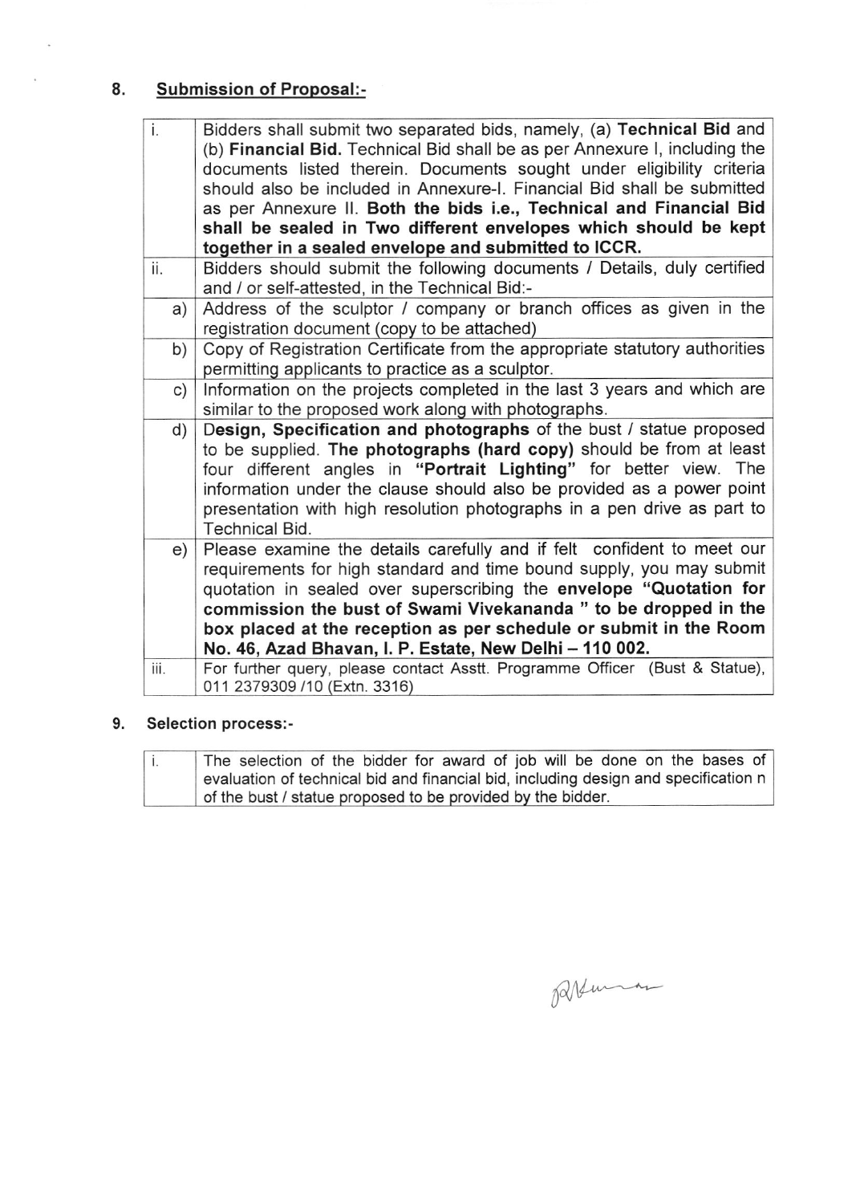## 8. Submission of Proposal:-

| | | |
|---|---|---|
| i. | | Bidders shall submit two separated bids, namely, (a) **Technical Bid** and (b) **Financial Bid.** Technical Bid shall be as per Annexure I, including the documents listed therein. Documents sought under eligibility criteria should also be included in Annexure-I. Financial Bid shall be submitted as per Annexure II. **Both the bids i.e., Technical and Financial Bid shall be sealed in Two different envelopes which should be kept together in a sealed envelope and submitted to ICCR.** |
| ii. | | Bidders should submit the following documents / Details, duly certified and / or self-attested, in the Technical Bid:- |
| | a) | Address of the sculptor / company or branch offices as given in the registration document (copy to be attached) |
| | b) | Copy of Registration Certificate from the appropriate statutory authorities permitting applicants to practice as a sculptor. |
| | c) | Information on the projects completed in the last 3 years and which are similar to the proposed work along with photographs. |
| | d) | **Design, Specification and photographs** of the bust / statue proposed to be supplied. **The photographs (hard copy)** should be from at least four different angles in **"Portrait Lighting"** for better view. The information under the clause should also be provided as a power point presentation with high resolution photographs in a pen drive as part to Technical Bid. |
| | e) | Please examine the details carefully and if felt confident to meet our requirements for high standard and time bound supply, you may submit quotation in sealed over superscribing the **envelope "Quotation for commission the bust of Swami Vivekananda " to be dropped in the box placed at the reception as per schedule or submit in the Room No. 46, Azad Bhavan, I. P. Estate, New Delhi – 110 002.** |
| iii. | | For further query, please contact Asstt. Programme Officer (Bust & Statue), 011 2379309 /10 (Extn. 3316) |

## 9. Selection process:-

| | |
|---|---|
| i. | The selection of the bidder for award of job will be done on the bases of evaluation of technical bid and financial bid, including design and specification n of the bust / statue proposed to be provided by the bidder. |